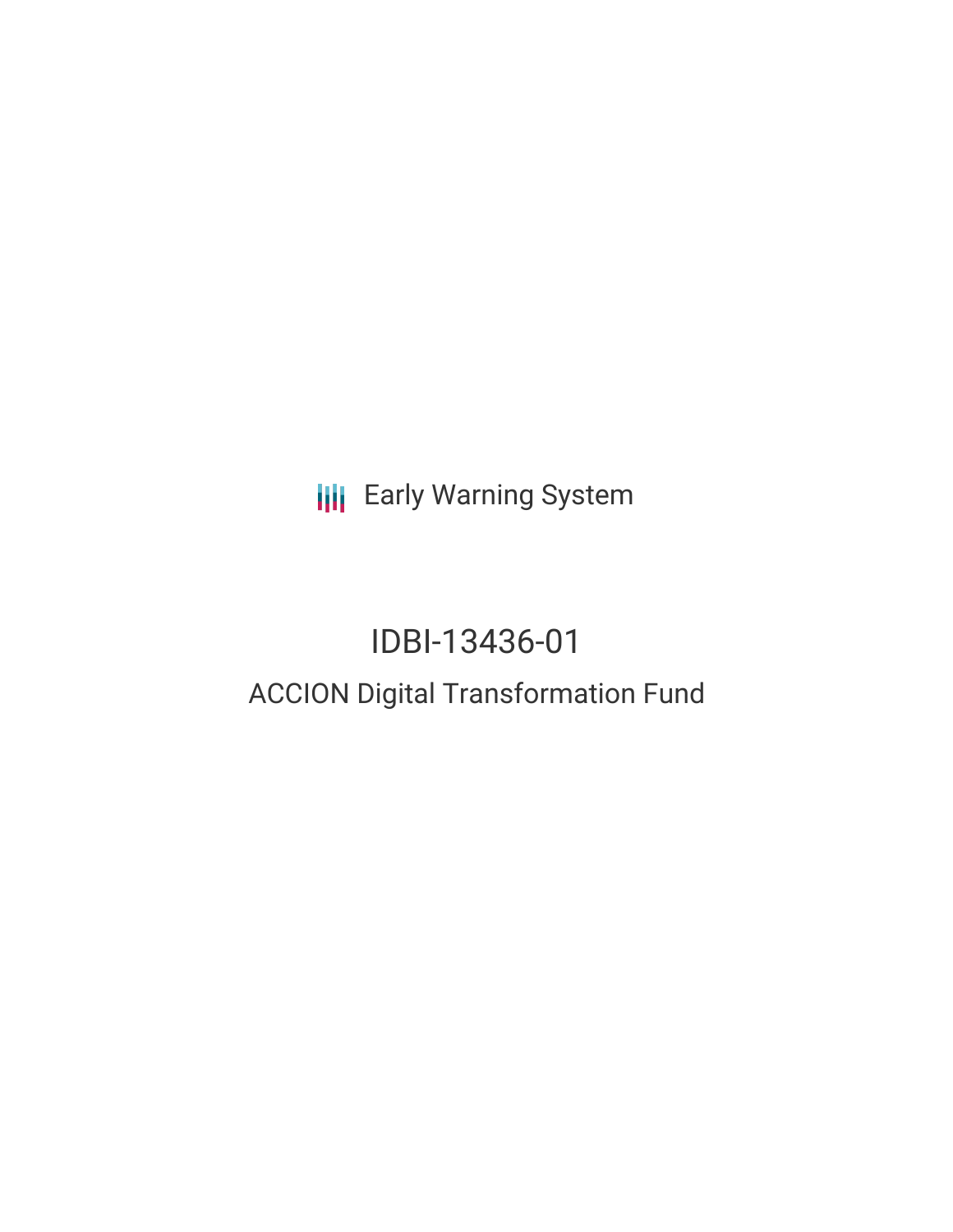Early Warning System

# IDBI-13436-01

## ACCION Digital Transformation Fund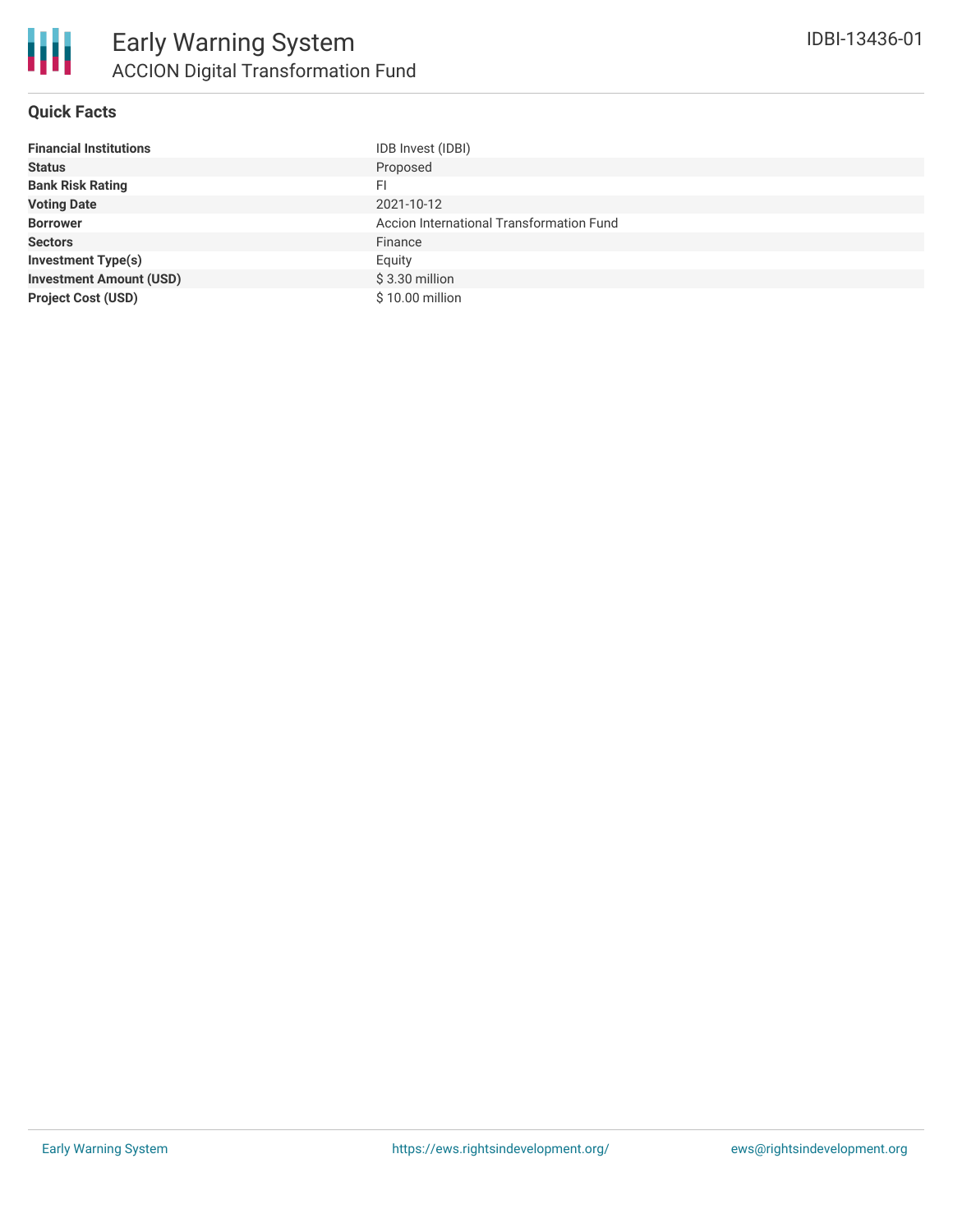# Early Warning System

## ACCION Digital Transformation Fund

IDBI-13436-01

### Quick Facts

| | |
|---|---|
| **Financial Institutions** | IDB Invest (IDBI) |
| **Status** | Proposed |
| **Bank Risk Rating** | FI |
| **Voting Date** | 2021-10-12 |
| **Borrower** | Accion International Transformation Fund |
| **Sectors** | Finance |
| **Investment Type(s)** | Equity |
| **Investment Amount (USD)** | $ 3.30 million |
| **Project Cost (USD)** | $ 10.00 million |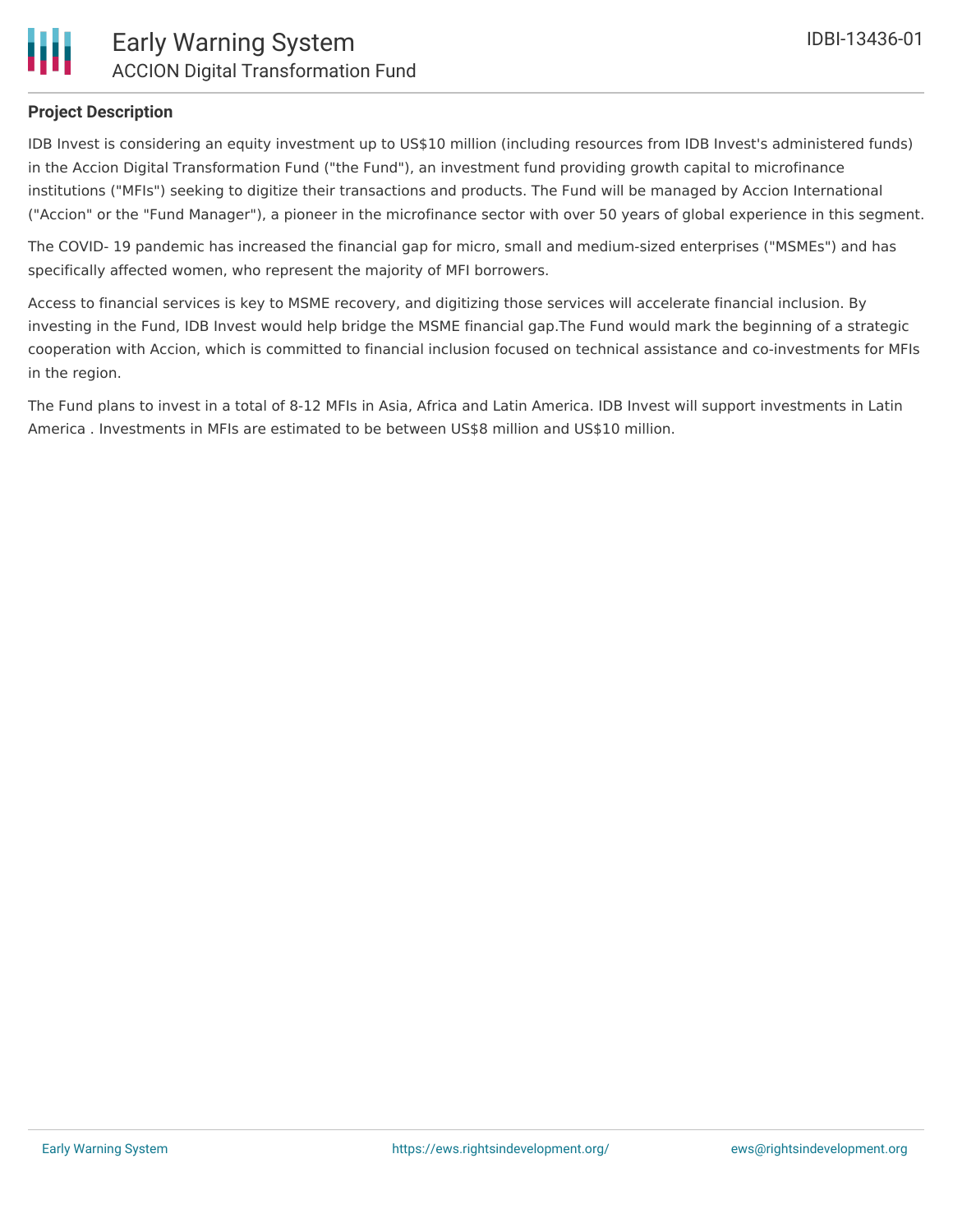## Project Description

IDB Invest is considering an equity investment up to US$10 million (including resources from IDB Invest's administered funds) in the Accion Digital Transformation Fund ("the Fund"), an investment fund providing growth capital to microfinance institutions ("MFIs") seeking to digitize their transactions and products. The Fund will be managed by Accion International ("Accion" or the "Fund Manager"), a pioneer in the microfinance sector with over 50 years of global experience in this segment.

The COVID- 19 pandemic has increased the financial gap for micro, small and medium-sized enterprises ("MSMEs") and has specifically affected women, who represent the majority of MFI borrowers.

Access to financial services is key to MSME recovery, and digitizing those services will accelerate financial inclusion. By investing in the Fund, IDB Invest would help bridge the MSME financial gap.The Fund would mark the beginning of a strategic cooperation with Accion, which is committed to financial inclusion focused on technical assistance and co-investments for MFIs in the region.

The Fund plans to invest in a total of 8-12 MFIs in Asia, Africa and Latin America. IDB Invest will support investments in Latin America . Investments in MFIs are estimated to be between US$8 million and US$10 million.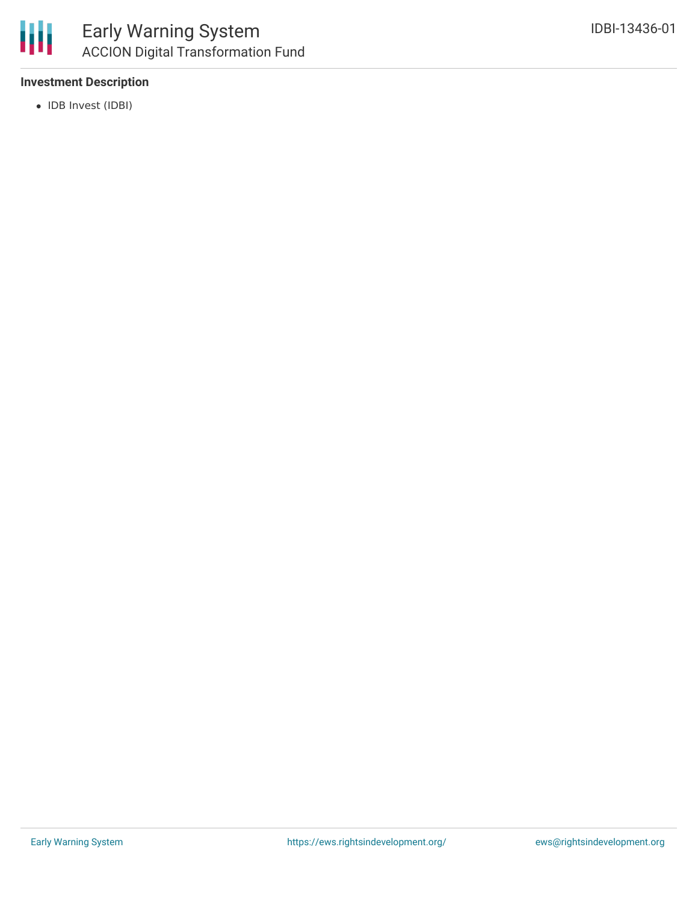### Investment Description

- IDB Invest (IDBI)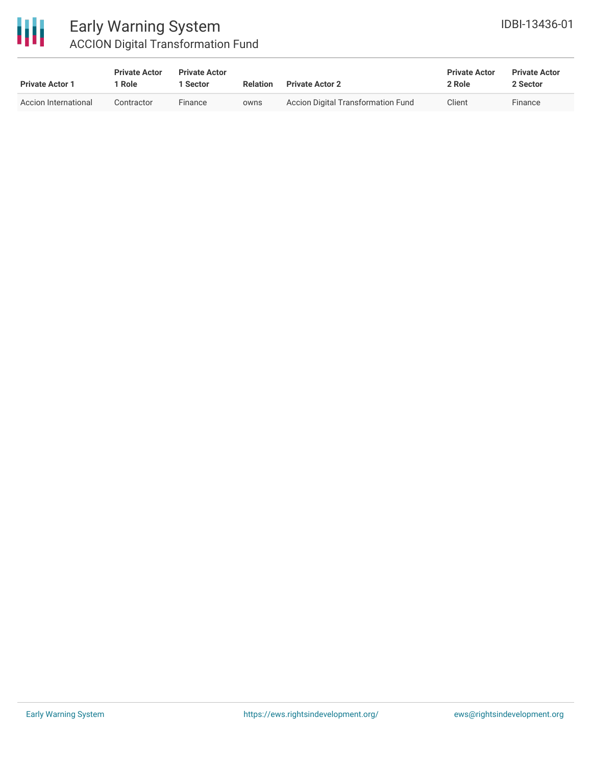| Private Actor 1 | Private Actor 1 Role | Private Actor 1 Sector | Relation | Private Actor 2 | Private Actor 2 Role | Private Actor 2 Sector |
|---|---|---|---|---|---|---|
| Accion International | Contractor | Finance | owns | Accion Digital Transformation Fund | Client | Finance |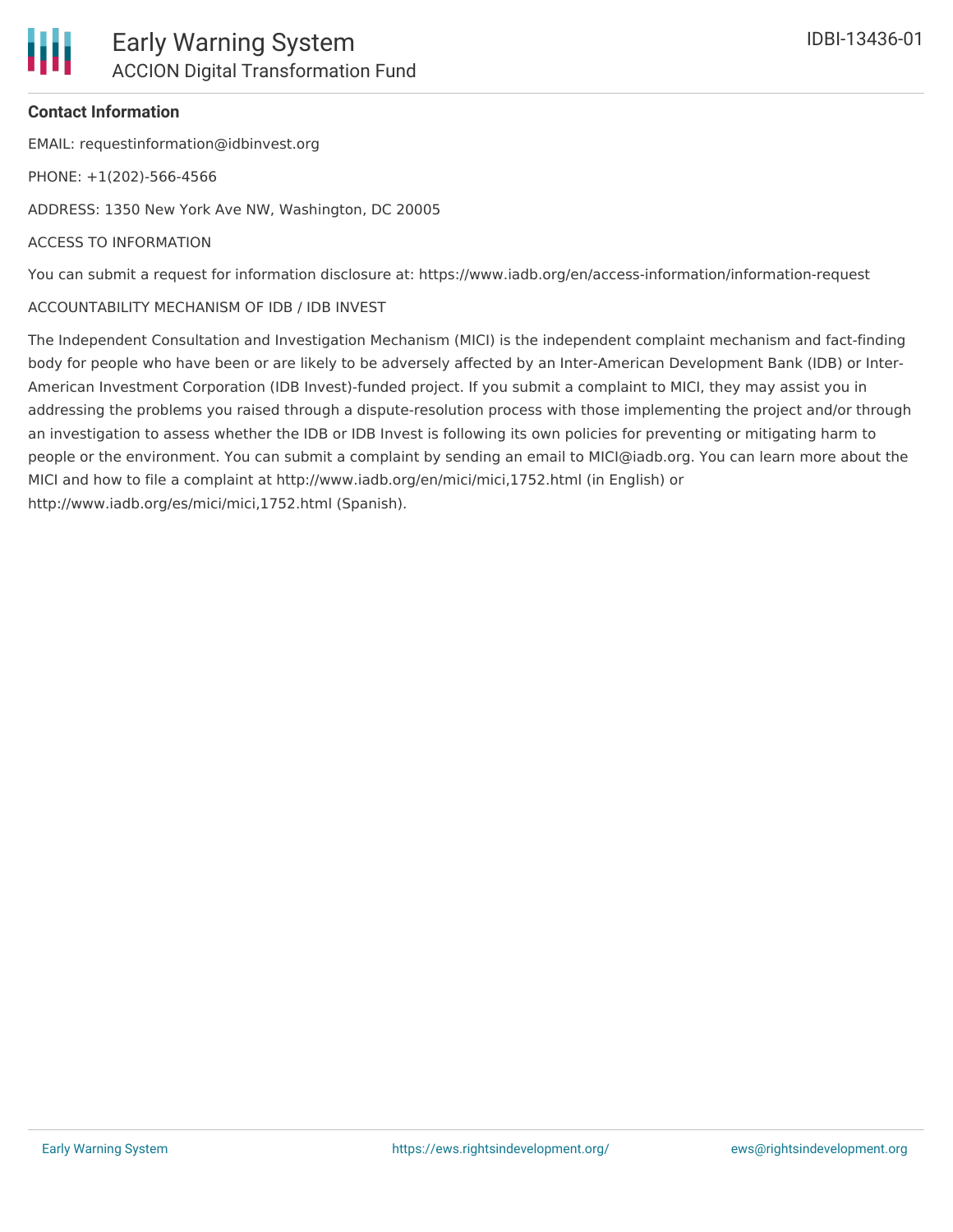**Contact Information**

EMAIL: requestinformation@idbinvest.org

PHONE: +1(202)-566-4566

ADDRESS: 1350 New York Ave NW, Washington, DC 20005

ACCESS TO INFORMATION

You can submit a request for information disclosure at: https://www.iadb.org/en/access-information/information-request

ACCOUNTABILITY MECHANISM OF IDB / IDB INVEST

The Independent Consultation and Investigation Mechanism (MICI) is the independent complaint mechanism and fact-finding body for people who have been or are likely to be adversely affected by an Inter-American Development Bank (IDB) or Inter-American Investment Corporation (IDB Invest)-funded project. If you submit a complaint to MICI, they may assist you in addressing the problems you raised through a dispute-resolution process with those implementing the project and/or through an investigation to assess whether the IDB or IDB Invest is following its own policies for preventing or mitigating harm to people or the environment. You can submit a complaint by sending an email to MICI@iadb.org. You can learn more about the MICI and how to file a complaint at http://www.iadb.org/en/mici/mici,1752.html (in English) or http://www.iadb.org/es/mici/mici,1752.html (Spanish).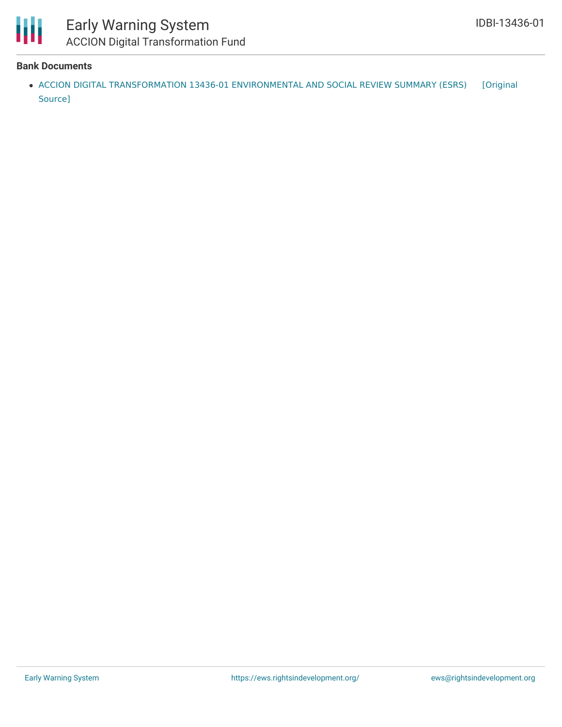### Bank Documents

- ACCION DIGITAL TRANSFORMATION 13436-01 ENVIRONMENTAL AND SOCIAL REVIEW SUMMARY (ESRS) [Original Source]